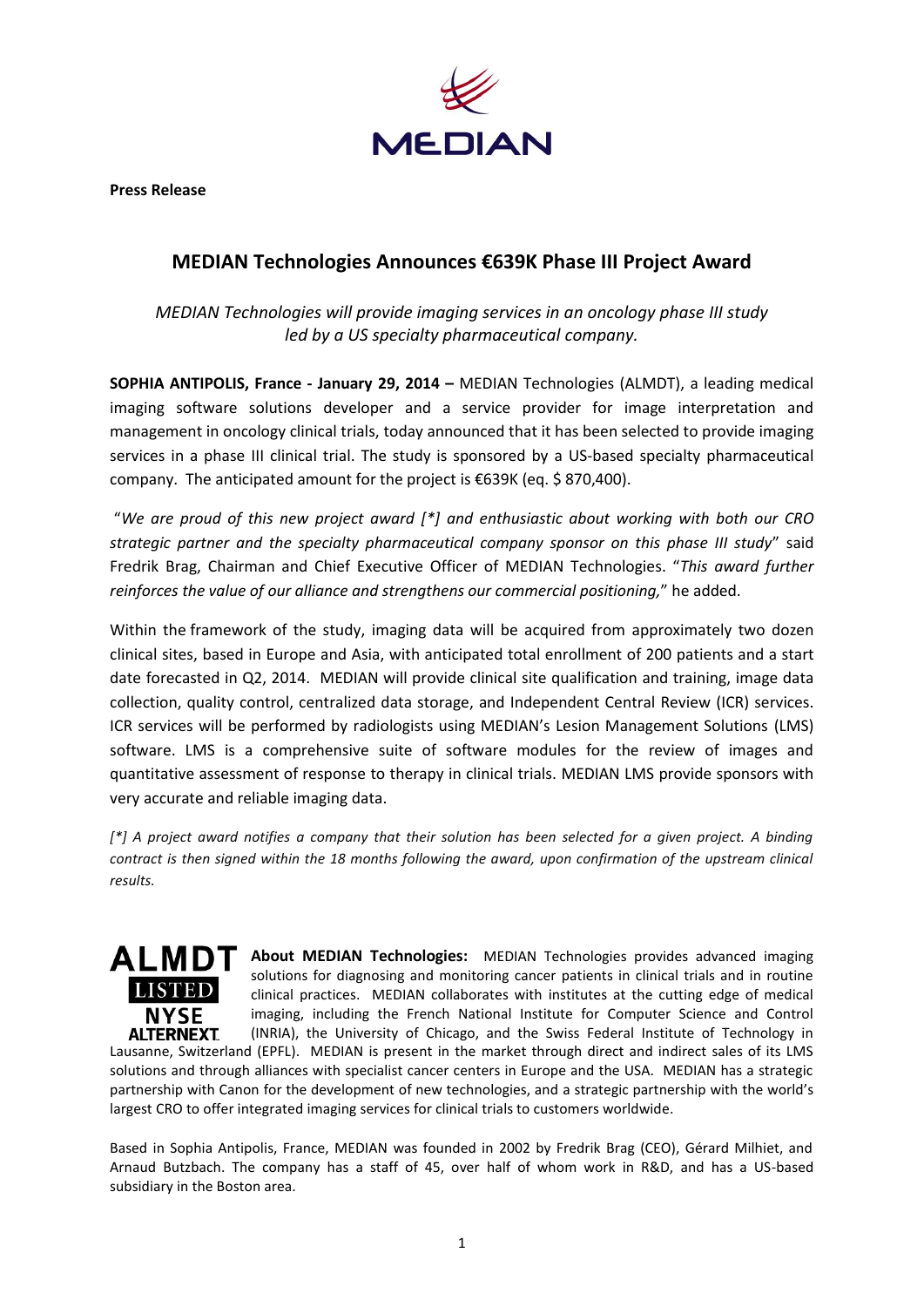**Press Release**

# MEDIAN Technologies Announces €639K Phase III Project Award

*MEDIAN Technologies will provide imaging services in an oncology phase III study led by a US specialty pharmaceutical company.*

**SOPHIA ANTIPOLIS, France - January 29, 2014 –** MEDIAN Technologies (ALMDT), a leading medical imaging software solutions developer and a service provider for image interpretation and management in oncology clinical trials, today announced that it has been selected to provide imaging services in a phase III clinical trial. The study is sponsored by a US-based specialty pharmaceutical company. The anticipated amount for the project is €639K (eq. $ 870,400).

"*We are proud of this new project award [*] and enthusiastic about working with both our CRO strategic partner and the specialty pharmaceutical company sponsor on this phase III study*" said Fredrik Brag, Chairman and Chief Executive Officer of MEDIAN Technologies. "*This award further reinforces the value of our alliance and strengthens our commercial positioning,*" he added.

Within the framework of the study, imaging data will be acquired from approximately two dozen clinical sites, based in Europe and Asia, with anticipated total enrollment of 200 patients and a start date forecasted in Q2, 2014. MEDIAN will provide clinical site qualification and training, image data collection, quality control, centralized data storage, and Independent Central Review (ICR) services. ICR services will be performed by radiologists using MEDIAN's Lesion Management Solutions (LMS) software. LMS is a comprehensive suite of software modules for the review of images and quantitative assessment of response to therapy in clinical trials. MEDIAN LMS provide sponsors with very accurate and reliable imaging data.

*[*] A project award notifies a company that their solution has been selected for a given project. A binding contract is then signed within the 18 months following the award, upon confirmation of the upstream clinical results.*

ALMDT LISTED NYSE ALTERNEXT

**About MEDIAN Technologies:** MEDIAN Technologies provides advanced imaging solutions for diagnosing and monitoring cancer patients in clinical trials and in routine clinical practices. MEDIAN collaborates with institutes at the cutting edge of medical imaging, including the French National Institute for Computer Science and Control (INRIA), the University of Chicago, and the Swiss Federal Institute of Technology in Lausanne, Switzerland (EPFL). MEDIAN is present in the market through direct and indirect sales of its LMS solutions and through alliances with specialist cancer centers in Europe and the USA. MEDIAN has a strategic partnership with Canon for the development of new technologies, and a strategic partnership with the world's largest CRO to offer integrated imaging services for clinical trials to customers worldwide.

Based in Sophia Antipolis, France, MEDIAN was founded in 2002 by Fredrik Brag (CEO), Gérard Milhiet, and Arnaud Butzbach. The company has a staff of 45, over half of whom work in R&D, and has a US-based subsidiary in the Boston area.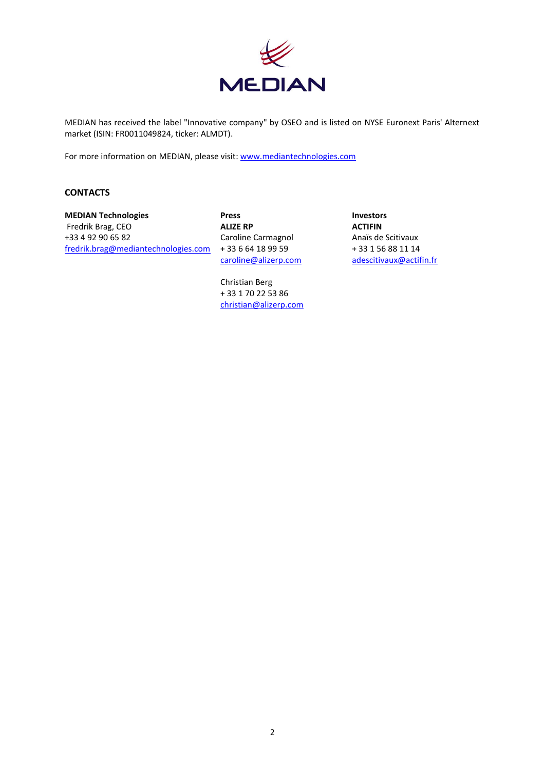MEDIAN has received the label "Innovative company" by OSEO and is listed on NYSE Euronext Paris' Alternext market (ISIN: FR0011049824, ticker: ALMDT).

For more information on MEDIAN, please visit: www.mediantechnologies.com

**CONTACTS**

**MEDIAN Technologies**
Fredrik Brag, CEO
+33 4 92 90 65 82
fredrik.brag@mediantechnologies.com

**Press**
**ALIZE RP**
Caroline Carmagnol
+ 33 6 64 18 99 59
caroline@alizerp.com

Christian Berg
+ 33 1 70 22 53 86
christian@alizerp.com

**Investors**
**ACTIFIN**
Anaïs de Scitivaux
+ 33 1 56 88 11 14
adescitivaux@actifin.fr